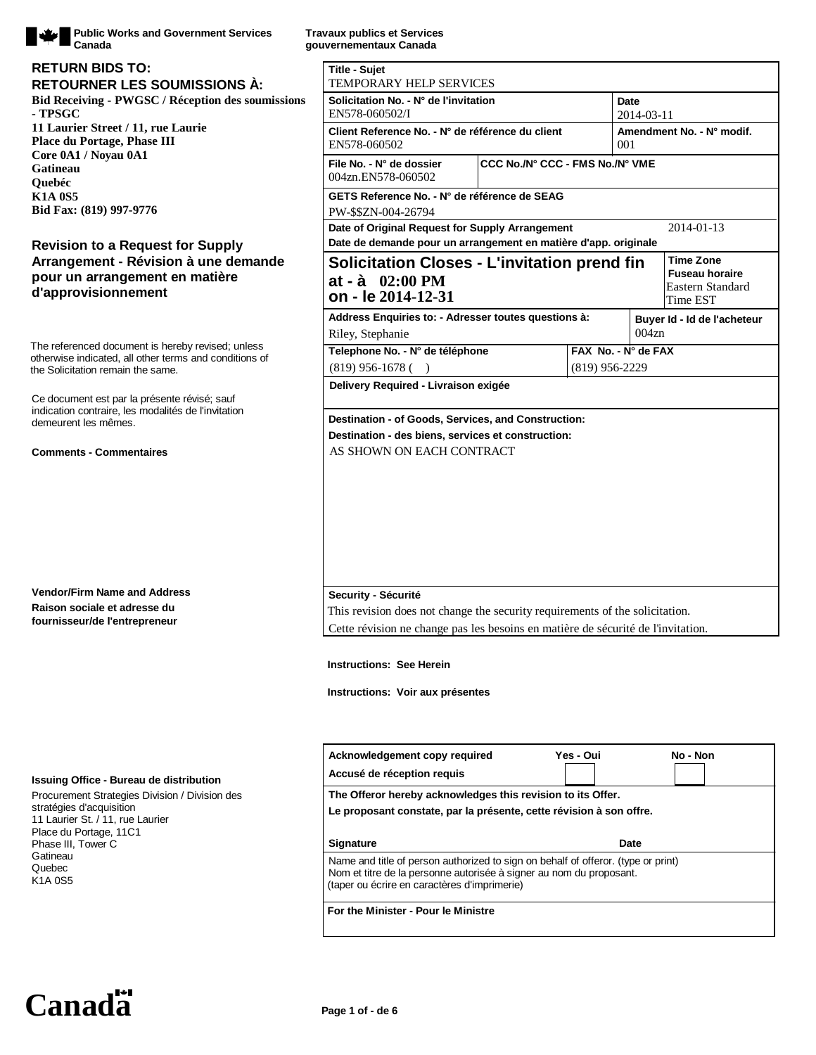Public Works and Government Services Canada — Travaux publics et Services gouvernementaux Canada

**RETURN BIDS TO:**
**RETOURNER LES SOUMISSIONS À:**

**Bid Receiving - PWGSC / Réception des soumissions - TPSGC**
**11 Laurier Street / 11, rue Laurie**
**Place du Portage, Phase III**
**Core 0A1 / Noyau 0A1**
**Gatineau**
**Quebéc**
**K1A 0S5**
**Bid Fax: (819) 997-9776**

## Revision to a Request for Supply Arrangement - Révision à une demande pour un arrangement en matière d'approvisionnement

The referenced document is hereby revised; unless otherwise indicated, all other terms and conditions of the Solicitation remain the same.

Ce document est par la présente révisé; sauf indication contraire, les modalités de l'invitation demeurent les mêmes.

**Comments - Commentaires**

**Vendor/Firm Name and Address**
**Raison sociale et adresse du fournisseur/de l'entrepreneur**

**Issuing Office - Bureau de distribution**

Procurement Strategies Division / Division des stratégies d'acquisition
11 Laurier St. / 11, rue Laurier
Place du Portage, 11C1
Phase III, Tower C
Gatineau
Quebec
K1A 0S5

| **Title - Sujet** | | |
|---|---|---|
| TEMPORARY HELP SERVICES | | |
| **Solicitation No. - N° de l'invitation**<br>EN578-060502/I | | **Date**<br>2014-03-11 |
| **Client Reference No. - N° de référence du client**<br>EN578-060502 | | **Amendment No. - N° modif.**<br>001 |
| **File No. - N° de dossier**<br>004zn.EN578-060502 | **CCC No./N° CCC - FMS No./N° VME** | |
| **GETS Reference No. - N° de référence de SEAG**<br>PW-$$ZN-004-26794 | | |
| **Date of Original Request for Supply Arrangement**<br>**Date de demande pour un arrangement en matière d'app. originale** | | 2014-01-13 |
| **Solicitation Closes - L'invitation prend fin**<br>**at - à 02:00 PM**<br>**on - le 2014-12-31** | | **Time Zone**<br>**Fuseau horaire**<br>Eastern Standard Time EST |
| **Address Enquiries to: - Adresser toutes questions à:**<br>Riley, Stephanie | | **Buyer Id - Id de l'acheteur**<br>004zn |
| **Telephone No. - N° de téléphone**<br>(819) 956-1678 ( ) | **FAX No. - N° de FAX**<br>(819) 956-2229 | |
| **Delivery Required - Livraison exigée** | | |
| **Destination - of Goods, Services, and Construction:**<br>**Destination - des biens, services et construction:**<br>AS SHOWN ON EACH CONTRACT | | |
| **Security - Sécurité**<br>This revision does not change the security requirements of the solicitation.<br>Cette révision ne change pas les besoins en matière de sécurité de l'invitation. | | |

**Instructions: See Herein**

**Instructions: Voir aux présentes**

| **Acknowledgement copy required**<br>**Accusé de réception requis** | **Yes - Oui** | **No - Non** |
|---|---|---|
| **The Offeror hereby acknowledges this revision to its Offer.**<br>**Le proposant constate, par la présente, cette révision à son offre.** | | |
| **Signature** | | **Date** |
| Name and title of person authorized to sign on behalf of offeror. (type or print)<br>Nom et titre de la personne autorisée à signer au nom du proposant.<br>(taper ou écrire en caractères d'imprimerie) | | |
| **For the Minister - Pour le Ministre** | | |

Canada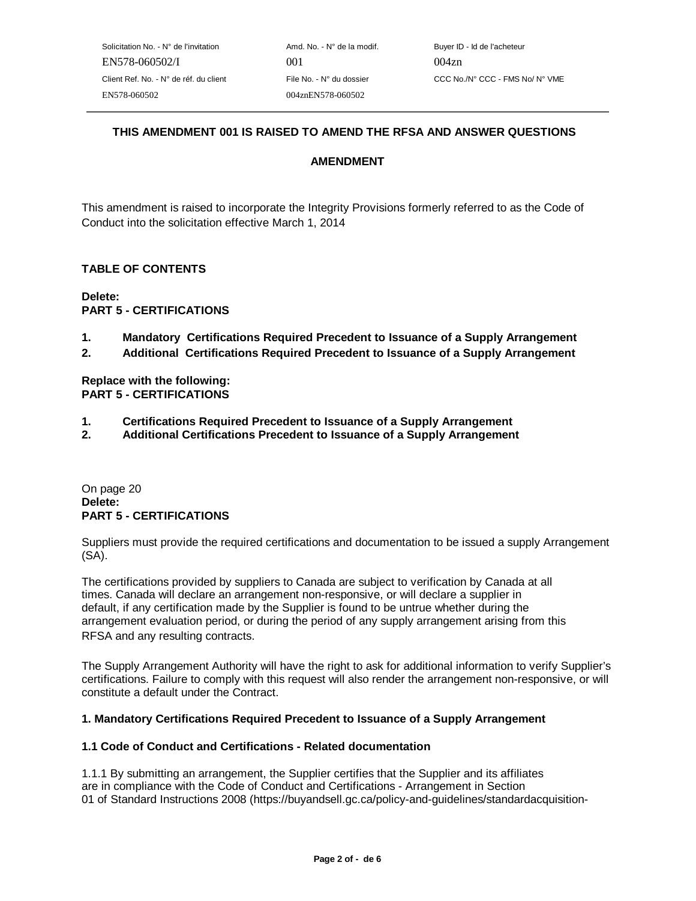| Solicitation No. - N° de l'invitation | Amd. No. - N° de la modif. | Buyer ID - Id de l'acheteur |
|---|---|---|
| EN578-060502/I | 001 | 004zn |
| Client Ref. No. - N° de réf. du client | File No. - N° du dossier | CCC No./N° CCC - FMS No/ N° VME |
| EN578-060502 | 004znEN578-060502 | |

**THIS AMENDMENT 001 IS RAISED TO AMEND THE RFSA AND ANSWER QUESTIONS**

**AMENDMENT**

This amendment is raised to incorporate the Integrity Provisions formerly referred to as the Code of Conduct into the solicitation effective March 1, 2014

**TABLE OF CONTENTS**

**Delete:**
**PART 5 - CERTIFICATIONS**

1. **Mandatory Certifications Required Precedent to Issuance of a Supply Arrangement**
2. **Additional Certifications Required Precedent to Issuance of a Supply Arrangement**

**Replace with the following:**
**PART 5 - CERTIFICATIONS**

1. **Certifications Required Precedent to Issuance of a Supply Arrangement**
2. **Additional Certifications Precedent to Issuance of a Supply Arrangement**

On page 20
**Delete:**
**PART 5 - CERTIFICATIONS**

Suppliers must provide the required certifications and documentation to be issued a supply Arrangement (SA).

The certifications provided by suppliers to Canada are subject to verification by Canada at all times. Canada will declare an arrangement non-responsive, or will declare a supplier in default, if any certification made by the Supplier is found to be untrue whether during the arrangement evaluation period, or during the period of any supply arrangement arising from this RFSA and any resulting contracts.

The Supply Arrangement Authority will have the right to ask for additional information to verify Supplier's certifications. Failure to comply with this request will also render the arrangement non-responsive, or will constitute a default under the Contract.

**1. Mandatory Certifications Required Precedent to Issuance of a Supply Arrangement**

**1.1 Code of Conduct and Certifications - Related documentation**

1.1.1 By submitting an arrangement, the Supplier certifies that the Supplier and its affiliates are in compliance with the Code of Conduct and Certifications - Arrangement in Section 01 of Standard Instructions 2008 (https://buyandsell.gc.ca/policy-and-guidelines/standardacquisition-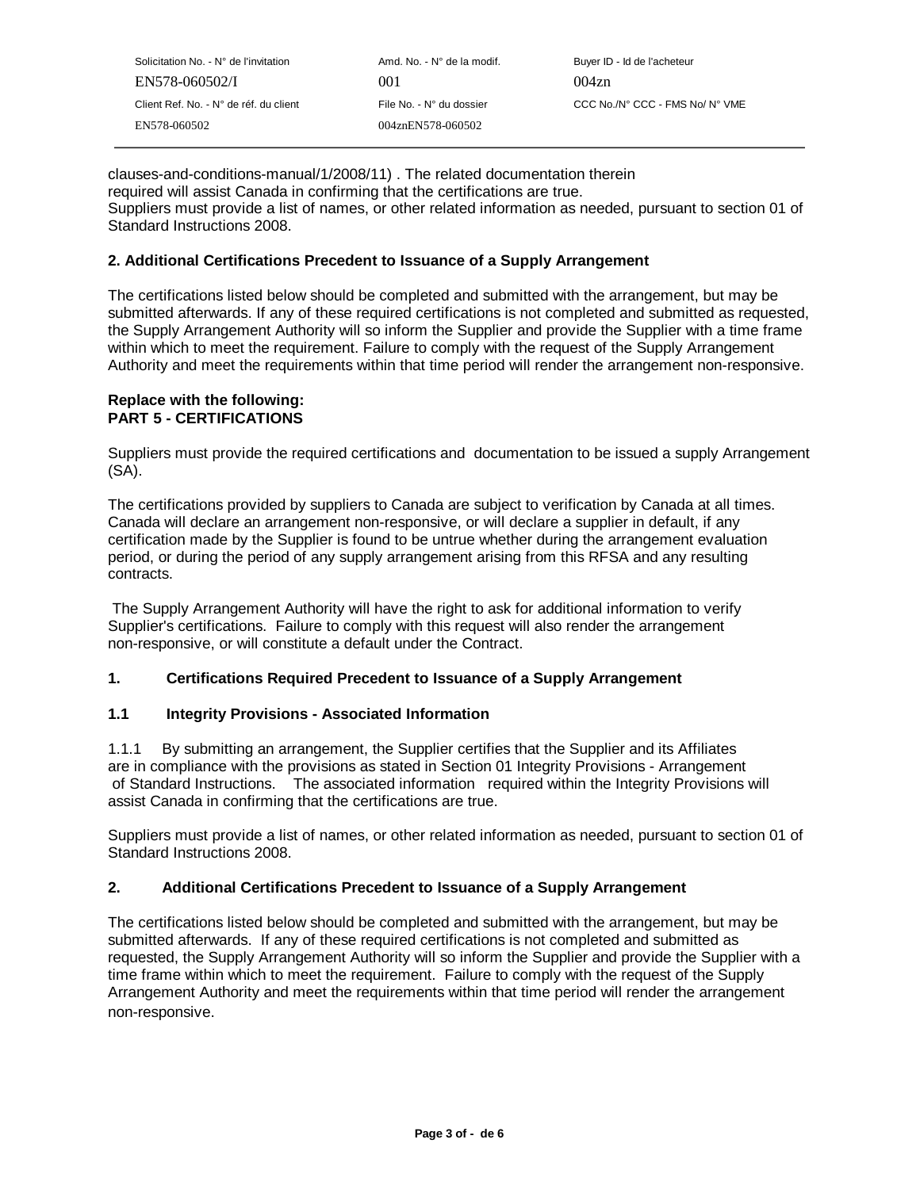clauses-and-conditions-manual/1/2008/11) . The related documentation therein required will assist Canada in confirming that the certifications are true.
Suppliers must provide a list of names, or other related information as needed, pursuant to section 01 of Standard Instructions 2008.

**2. Additional Certifications Precedent to Issuance of a Supply Arrangement**

The certifications listed below should be completed and submitted with the arrangement, but may be submitted afterwards. If any of these required certifications is not completed and submitted as requested, the Supply Arrangement Authority will so inform the Supplier and provide the Supplier with a time frame within which to meet the requirement. Failure to comply with the request of the Supply Arrangement Authority and meet the requirements within that time period will render the arrangement non-responsive.

**Replace with the following:**
**PART 5 - CERTIFICATIONS**

Suppliers must provide the required certifications and documentation to be issued a supply Arrangement (SA).

The certifications provided by suppliers to Canada are subject to verification by Canada at all times. Canada will declare an arrangement non-responsive, or will declare a supplier in default, if any certification made by the Supplier is found to be untrue whether during the arrangement evaluation period, or during the period of any supply arrangement arising from this RFSA and any resulting contracts.

The Supply Arrangement Authority will have the right to ask for additional information to verify Supplier's certifications. Failure to comply with this request will also render the arrangement non-responsive, or will constitute a default under the Contract.

**1. Certifications Required Precedent to Issuance of a Supply Arrangement**

**1.1 Integrity Provisions - Associated Information**

1.1.1 By submitting an arrangement, the Supplier certifies that the Supplier and its Affiliates are in compliance with the provisions as stated in Section 01 Integrity Provisions - Arrangement of Standard Instructions. The associated information required within the Integrity Provisions will assist Canada in confirming that the certifications are true.

Suppliers must provide a list of names, or other related information as needed, pursuant to section 01 of Standard Instructions 2008.

**2. Additional Certifications Precedent to Issuance of a Supply Arrangement**

The certifications listed below should be completed and submitted with the arrangement, but may be submitted afterwards. If any of these required certifications is not completed and submitted as requested, the Supply Arrangement Authority will so inform the Supplier and provide the Supplier with a time frame within which to meet the requirement. Failure to comply with the request of the Supply Arrangement Authority and meet the requirements within that time period will render the arrangement non-responsive.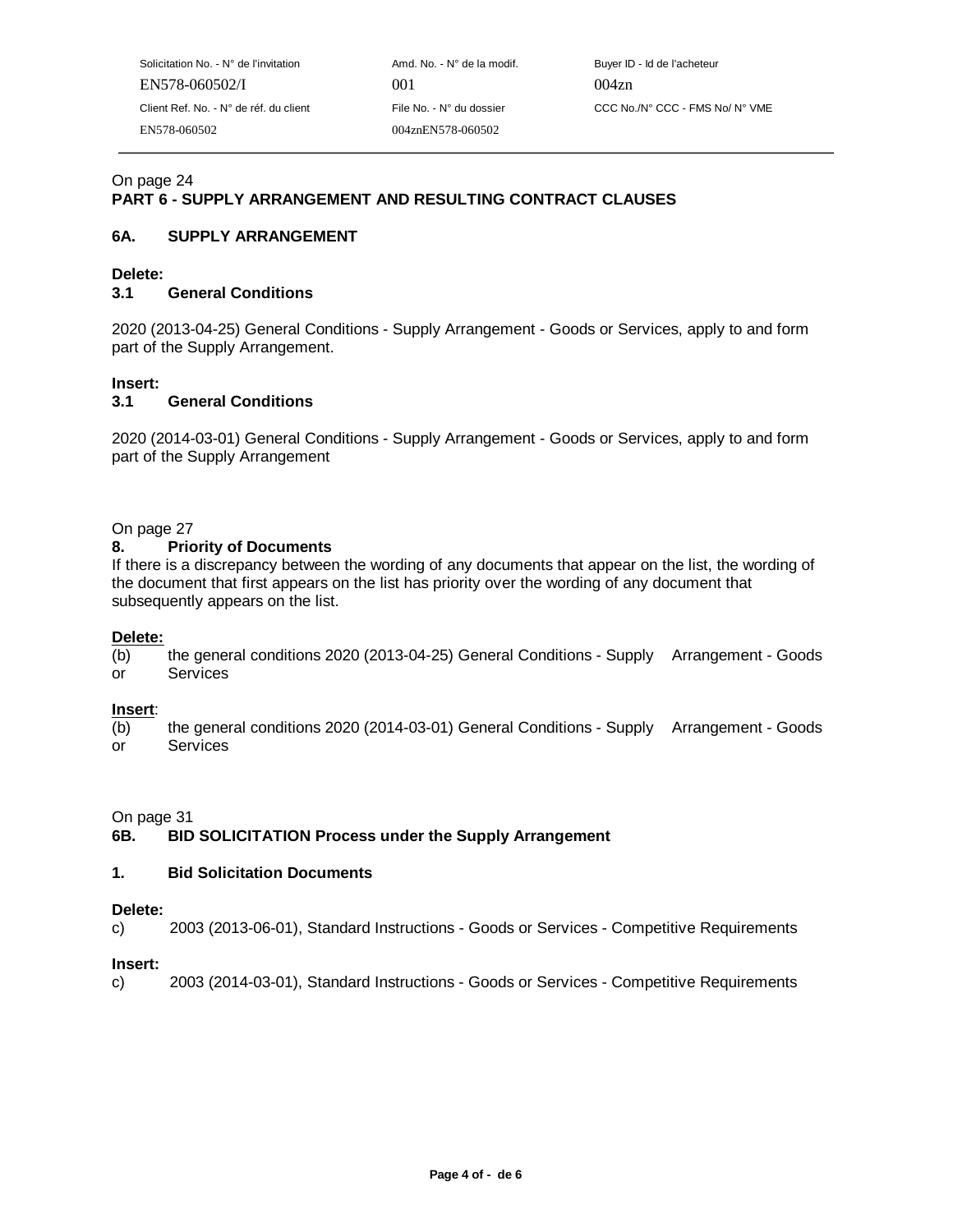| Solicitation No. - N° de l'invitation | Amd. No. - N° de la modif. | Buyer ID - Id de l'acheteur |
|---|---|---|
| EN578-060502/I | 001 | 004zn |
| Client Ref. No. - N° de réf. du client | File No. - N° du dossier | CCC No./N° CCC - FMS No/ N° VME |
| EN578-060502 | 004znEN578-060502 | |

On page 24

**PART 6 - SUPPLY ARRANGEMENT AND RESULTING CONTRACT CLAUSES**

**6A. SUPPLY ARRANGEMENT**

**Delete:**

**3.1 General Conditions**

2020 (2013-04-25) General Conditions - Supply Arrangement - Goods or Services, apply to and form part of the Supply Arrangement.

**Insert:**

**3.1 General Conditions**

2020 (2014-03-01) General Conditions - Supply Arrangement - Goods or Services, apply to and form part of the Supply Arrangement

On page 27

**8. Priority of Documents**

If there is a discrepancy between the wording of any documents that appear on the list, the wording of the document that first appears on the list has priority over the wording of any document that subsequently appears on the list.

**Delete:**

(b) the general conditions 2020 (2013-04-25) General Conditions - Supply Arrangement - Goods or Services

**Insert**:

(b) the general conditions 2020 (2014-03-01) General Conditions - Supply Arrangement - Goods or Services

On page 31

**6B. BID SOLICITATION Process under the Supply Arrangement**

**1. Bid Solicitation Documents**

**Delete:**

c) 2003 (2013-06-01), Standard Instructions - Goods or Services - Competitive Requirements

**Insert:**

c) 2003 (2014-03-01), Standard Instructions - Goods or Services - Competitive Requirements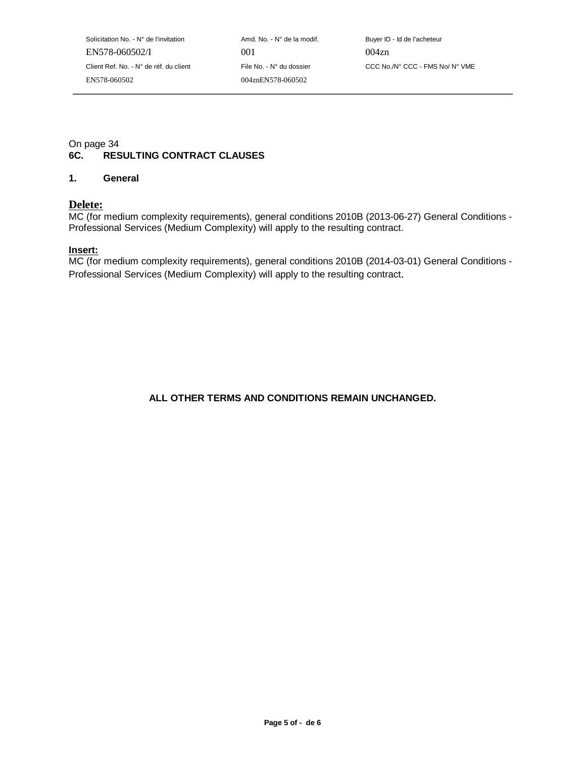On page 34

**6C. RESULTING CONTRACT CLAUSES**

**1. General**

**Delete:**

MC (for medium complexity requirements), general conditions 2010B (2013-06-27) General Conditions - Professional Services (Medium Complexity) will apply to the resulting contract.

**Insert:**

MC (for medium complexity requirements), general conditions 2010B (2014-03-01) General Conditions - Professional Services (Medium Complexity) will apply to the resulting contract.

**ALL OTHER TERMS AND CONDITIONS REMAIN UNCHANGED.**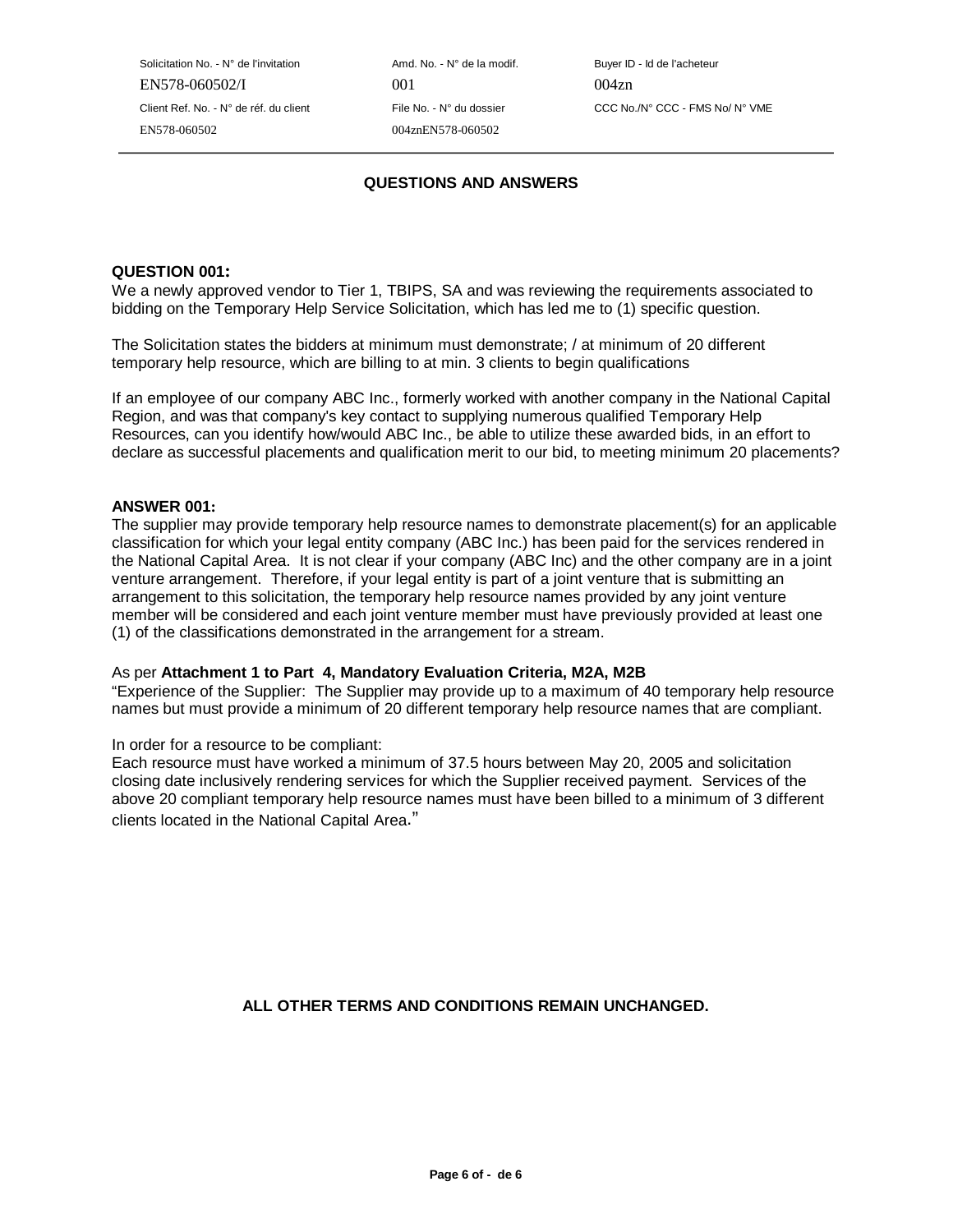| | | |
|---|---|---|
| Solicitation No. - N° de l'invitation | Amd. No. - N° de la modif. | Buyer ID - Id de l'acheteur |
| EN578-060502/I | 001 | 004zn |
| Client Ref. No. - N° de réf. du client | File No. - N° du dossier | CCC No./N° CCC - FMS No/ N° VME |
| EN578-060502 | 004znEN578-060502 | |

## QUESTIONS AND ANSWERS

**QUESTION 001:**

We a newly approved vendor to Tier 1, TBIPS, SA and was reviewing the requirements associated to bidding on the Temporary Help Service Solicitation, which has led me to (1) specific question.

The Solicitation states the bidders at minimum must demonstrate; / at minimum of 20 different temporary help resource, which are billing to at min. 3 clients to begin qualifications

If an employee of our company ABC Inc., formerly worked with another company in the National Capital Region, and was that company's key contact to supplying numerous qualified Temporary Help Resources, can you identify how/would ABC Inc., be able to utilize these awarded bids, in an effort to declare as successful placements and qualification merit to our bid, to meeting minimum 20 placements?

**ANSWER 001:**

The supplier may provide temporary help resource names to demonstrate placement(s) for an applicable classification for which your legal entity company (ABC Inc.) has been paid for the services rendered in the National Capital Area. It is not clear if your company (ABC Inc) and the other company are in a joint venture arrangement. Therefore, if your legal entity is part of a joint venture that is submitting an arrangement to this solicitation, the temporary help resource names provided by any joint venture member will be considered and each joint venture member must have previously provided at least one (1) of the classifications demonstrated in the arrangement for a stream.

As per **Attachment 1 to Part 4, Mandatory Evaluation Criteria, M2A, M2B**

"Experience of the Supplier: The Supplier may provide up to a maximum of 40 temporary help resource names but must provide a minimum of 20 different temporary help resource names that are compliant.

In order for a resource to be compliant:

Each resource must have worked a minimum of 37.5 hours between May 20, 2005 and solicitation closing date inclusively rendering services for which the Supplier received payment. Services of the above 20 compliant temporary help resource names must have been billed to a minimum of 3 different clients located in the National Capital Area."

**ALL OTHER TERMS AND CONDITIONS REMAIN UNCHANGED.**